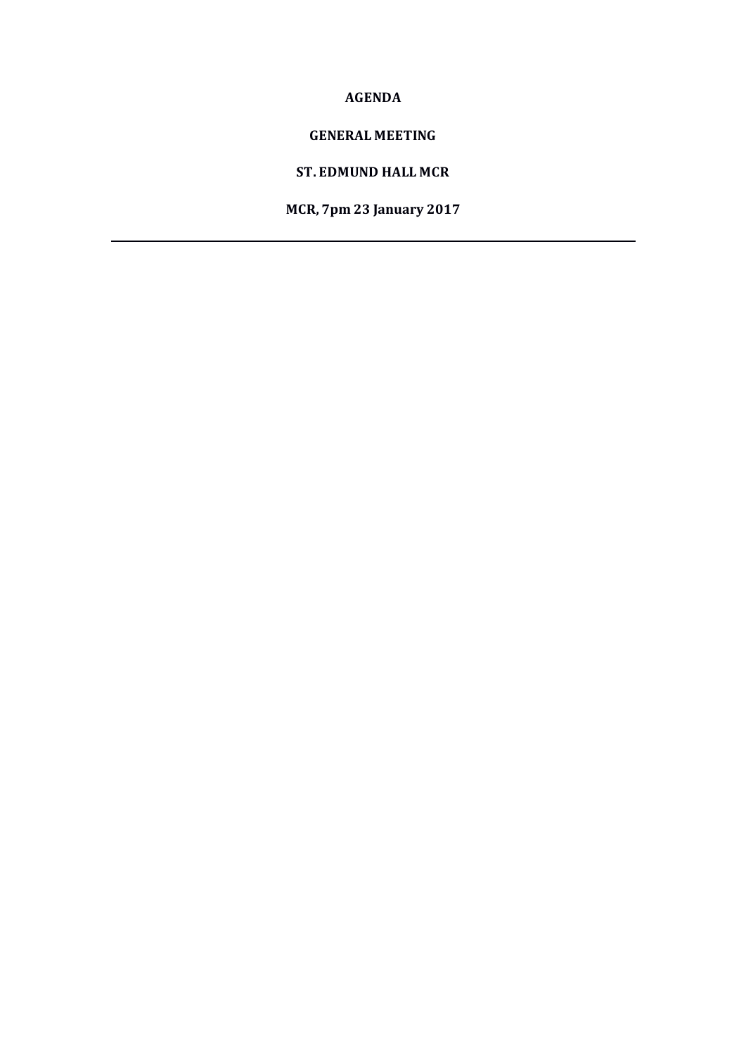**AGENDA**

**GENERAL MEETING**

**ST. EDMUND HALL MCR**

**MCR, 7pm 23 January 2017**

---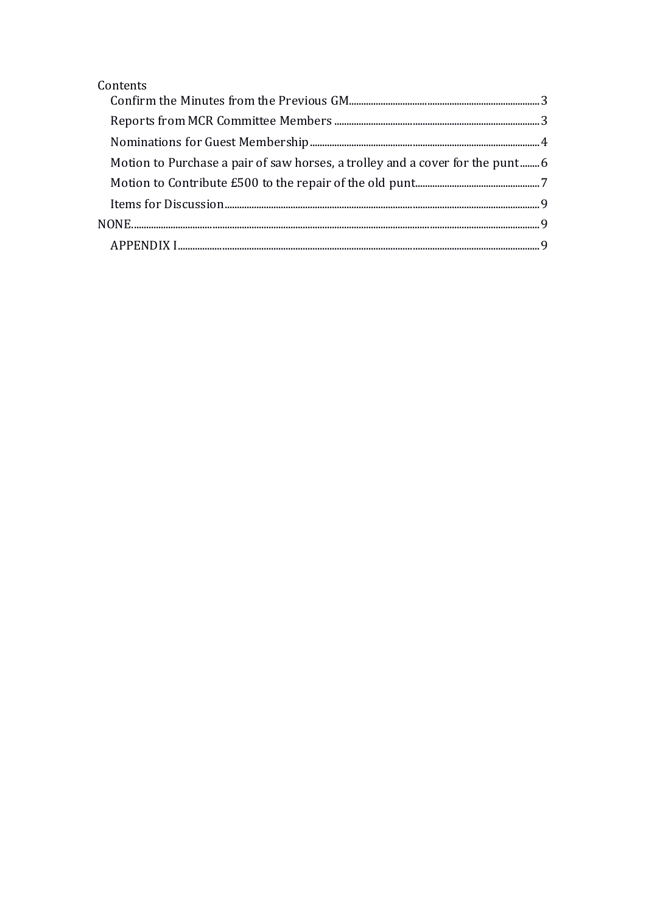Contents

- Confirm the Minutes from the Previous GM....3
- Reports from MCR Committee Members....3
- Nominations for Guest Membership....4
- Motion to Purchase a pair of saw horses, a trolley and a cover for the punt....6
- Motion to Contribute £500 to the repair of the old punt....7
- Items for Discussion....9

NONE....9

- APPENDIX I....9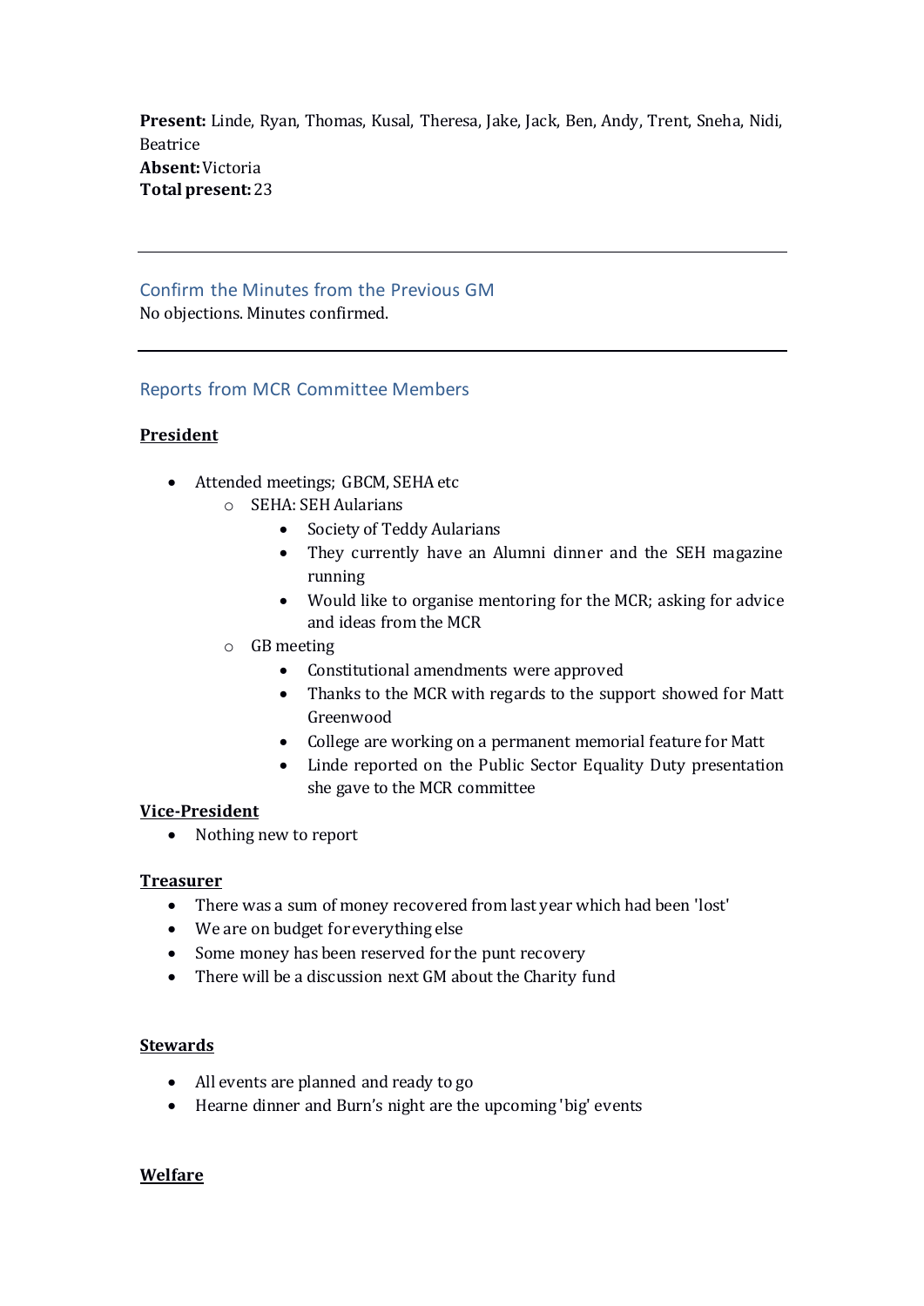**Present:** Linde, Ryan, Thomas, Kusal, Theresa, Jake, Jack, Ben, Andy, Trent, Sneha, Nidi, Beatrice
**Absent:** Victoria
**Total present:** 23

---

## Confirm the Minutes from the Previous GM

No objections. Minutes confirmed.

---

## Reports from MCR Committee Members

### President

- Attended meetings; GBCM, SEHA etc
    - SEHA: SEH Aularians
        - Society of Teddy Aularians
        - They currently have an Alumni dinner and the SEH magazine running
        - Would like to organise mentoring for the MCR; asking for advice and ideas from the MCR
    - GB meeting
        - Constitutional amendments were approved
        - Thanks to the MCR with regards to the support showed for Matt Greenwood
        - College are working on a permanent memorial feature for Matt
        - Linde reported on the Public Sector Equality Duty presentation she gave to the MCR committee

### Vice-President

- Nothing new to report

### Treasurer

- There was a sum of money recovered from last year which had been 'lost'
- We are on budget for everything else
- Some money has been reserved for the punt recovery
- There will be a discussion next GM about the Charity fund

### Stewards

- All events are planned and ready to go
- Hearne dinner and Burn's night are the upcoming 'big' events

### Welfare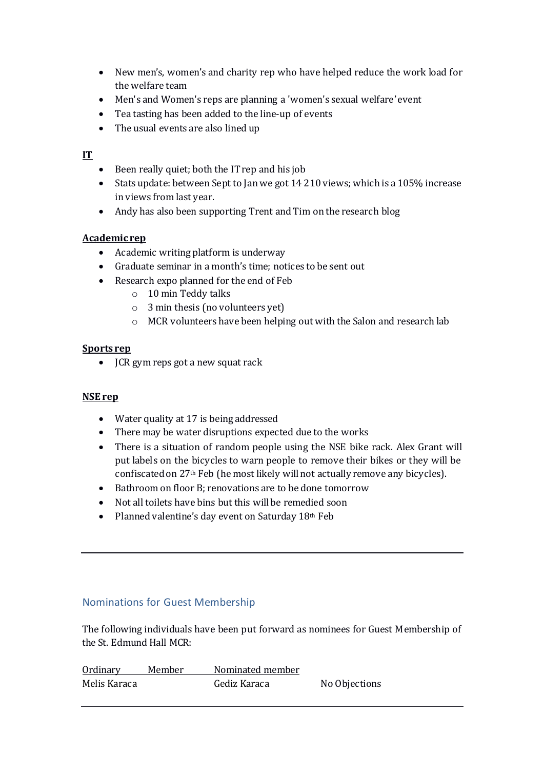- New men's, women's and charity rep who have helped reduce the work load for the welfare team
- Men's and Women's reps are planning a 'women's sexual welfare' event
- Tea tasting has been added to the line-up of events
- The usual events are also lined up

**IT**

- Been really quiet; both the IT rep and his job
- Stats update: between Sept to Jan we got 14 210 views; which is a 105% increase in views from last year.
- Andy has also been supporting Trent and Tim on the research blog

**Academic rep**

- Academic writing platform is underway
- Graduate seminar in a month's time; notices to be sent out
- Research expo planned for the end of Feb
    - 10 min Teddy talks
    - 3 min thesis (no volunteers yet)
    - MCR volunteers have been helping out with the Salon and research lab

**Sports rep**

- JCR gym reps got a new squat rack

**NSE rep**

- Water quality at 17 is being addressed
- There may be water disruptions expected due to the works
- There is a situation of random people using the NSE bike rack. Alex Grant will put labels on the bicycles to warn people to remove their bikes or they will be confiscated on 27th Feb (he most likely will not actually remove any bicycles).
- Bathroom on floor B; renovations are to be done tomorrow
- Not all toilets have bins but this will be remedied soon
- Planned valentine's day event on Saturday 18th Feb

---

## Nominations for Guest Membership

The following individuals have been put forward as nominees for Guest Membership of the St. Edmund Hall MCR:

| Ordinary Member | Nominated member | |
|---|---|---|
| Melis Karaca | Gediz Karaca | No Objections |

---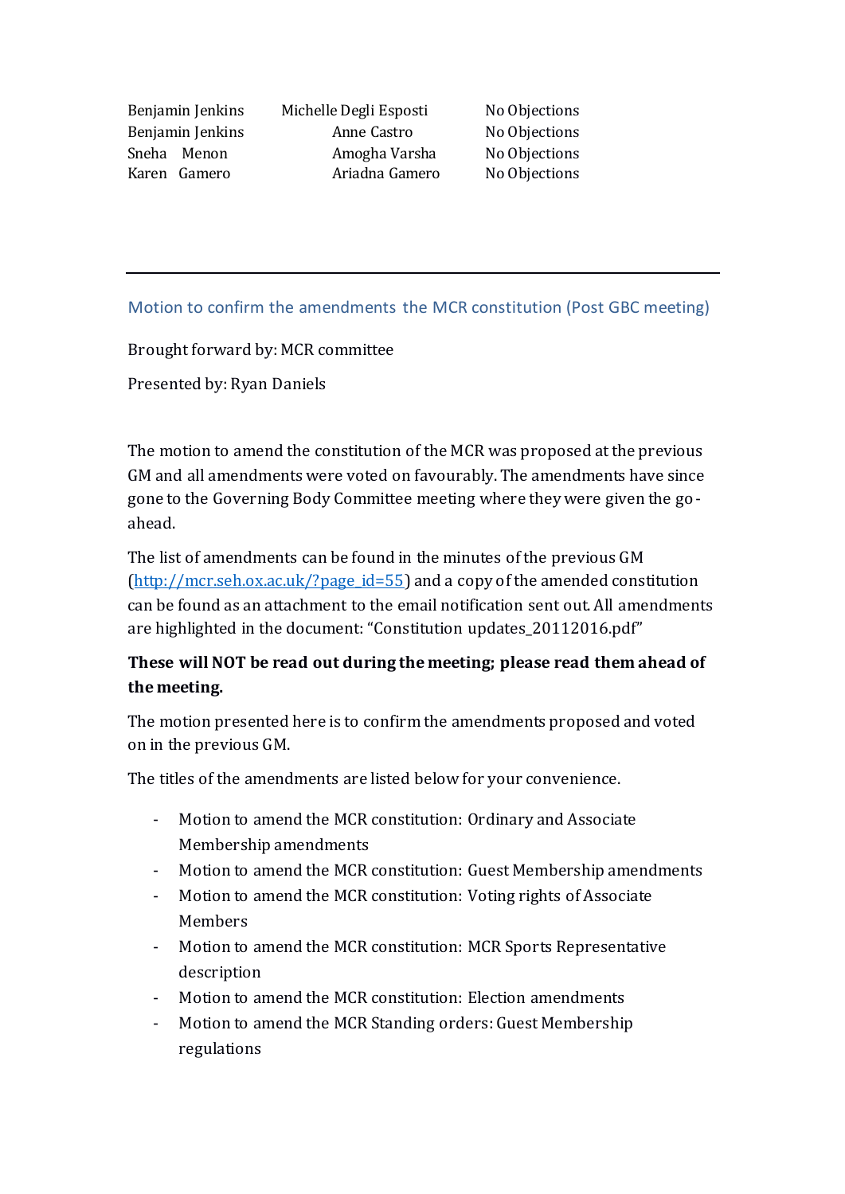| | | |
|---|---|---|
| Benjamin Jenkins | Michelle Degli Esposti | No Objections |
| Benjamin Jenkins | Anne Castro | No Objections |
| Sneha Menon | Amogha Varsha | No Objections |
| Karen Gamero | Ariadna Gamero | No Objections |

---

## Motion to confirm the amendments the MCR constitution (Post GBC meeting)

Brought forward by: MCR committee

Presented by: Ryan Daniels

The motion to amend the constitution of the MCR was proposed at the previous GM and all amendments were voted on favourably. The amendments have since gone to the Governing Body Committee meeting where they were given the go-ahead.

The list of amendments can be found in the minutes of the previous GM (http://mcr.seh.ox.ac.uk/?page_id=55) and a copy of the amended constitution can be found as an attachment to the email notification sent out. All amendments are highlighted in the document: "Constitution updates_20112016.pdf"

**These will NOT be read out during the meeting; please read them ahead of the meeting.**

The motion presented here is to confirm the amendments proposed and voted on in the previous GM.

The titles of the amendments are listed below for your convenience.

- Motion to amend the MCR constitution: Ordinary and Associate Membership amendments
- Motion to amend the MCR constitution: Guest Membership amendments
- Motion to amend the MCR constitution: Voting rights of Associate Members
- Motion to amend the MCR constitution: MCR Sports Representative description
- Motion to amend the MCR constitution: Election amendments
- Motion to amend the MCR Standing orders: Guest Membership regulations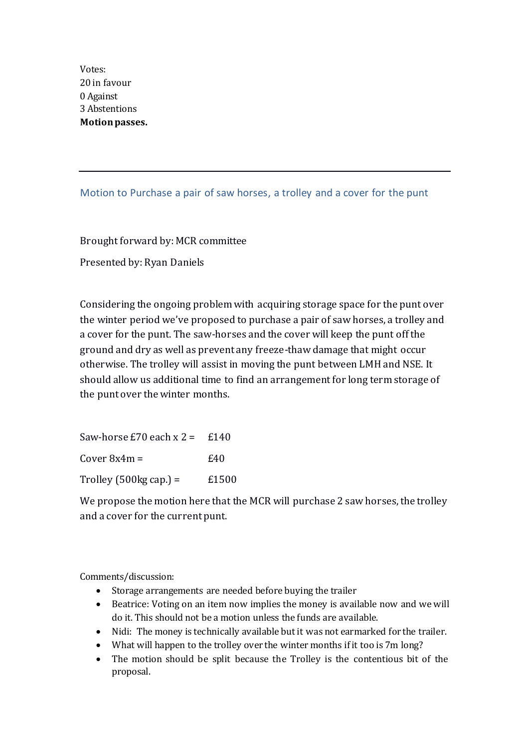Votes:
20 in favour
0 Against
3 Abstentions
**Motion passes.**

---

## Motion to Purchase a pair of saw horses, a trolley and a cover for the punt

Brought forward by: MCR committee

Presented by: Ryan Daniels

Considering the ongoing problem with acquiring storage space for the punt over the winter period we've proposed to purchase a pair of saw horses, a trolley and a cover for the punt. The saw-horses and the cover will keep the punt off the ground and dry as well as prevent any freeze-thaw damage that might occur otherwise. The trolley will assist in moving the punt between LMH and NSE. It should allow us additional time to find an arrangement for long term storage of the punt over the winter months.

| | |
|---|---|
| Saw-horse £70 each x 2 = | £140 |
| Cover 8x4m = | £40 |
| Trolley (500kg cap.) = | £1500 |

We propose the motion here that the MCR will purchase 2 saw horses, the trolley and a cover for the current punt.

Comments/discussion:

- Storage arrangements are needed before buying the trailer
- Beatrice: Voting on an item now implies the money is available now and we will do it. This should not be a motion unless the funds are available.
- Nidi: The money is technically available but it was not earmarked for the trailer.
- What will happen to the trolley over the winter months if it too is 7m long?
- The motion should be split because the Trolley is the contentious bit of the proposal.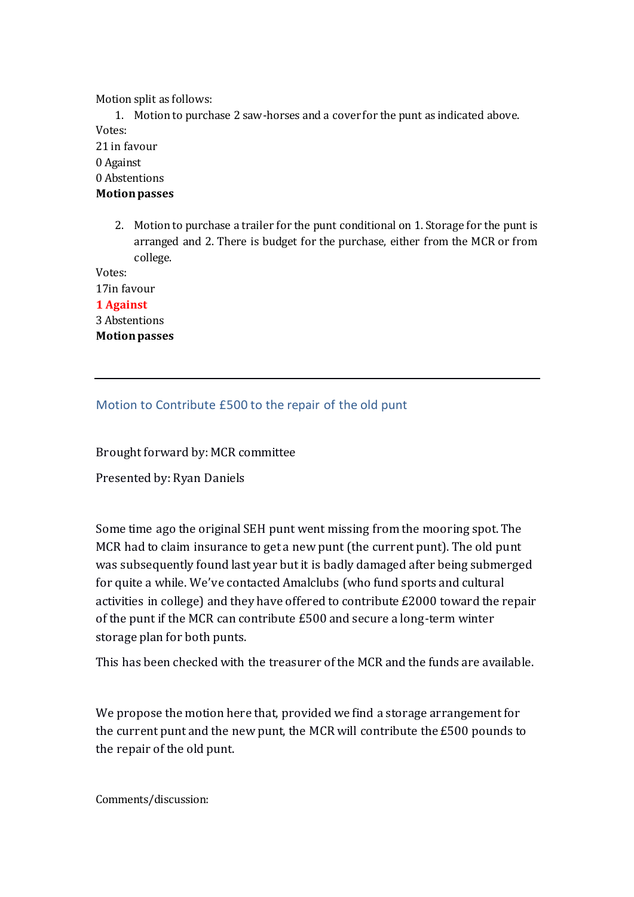Motion split as follows:

1. Motion to purchase 2 saw-horses and a cover for the punt as indicated above.

Votes:
21 in favour
0 Against
0 Abstentions
**Motion passes**

2. Motion to purchase a trailer for the punt conditional on 1. Storage for the punt is arranged and 2. There is budget for the purchase, either from the MCR or from college.

Votes:
17in favour
**1 Against**
3 Abstentions
**Motion passes**

---

## Motion to Contribute £500 to the repair of the old punt

Brought forward by: MCR committee

Presented by: Ryan Daniels

Some time ago the original SEH punt went missing from the mooring spot. The MCR had to claim insurance to get a new punt (the current punt). The old punt was subsequently found last year but it is badly damaged after being submerged for quite a while. We've contacted Amalclubs (who fund sports and cultural activities in college) and they have offered to contribute £2000 toward the repair of the punt if the MCR can contribute £500 and secure a long-term winter storage plan for both punts.

This has been checked with the treasurer of the MCR and the funds are available.

We propose the motion here that, provided we find a storage arrangement for the current punt and the new punt, the MCR will contribute the £500 pounds to the repair of the old punt.

Comments/discussion: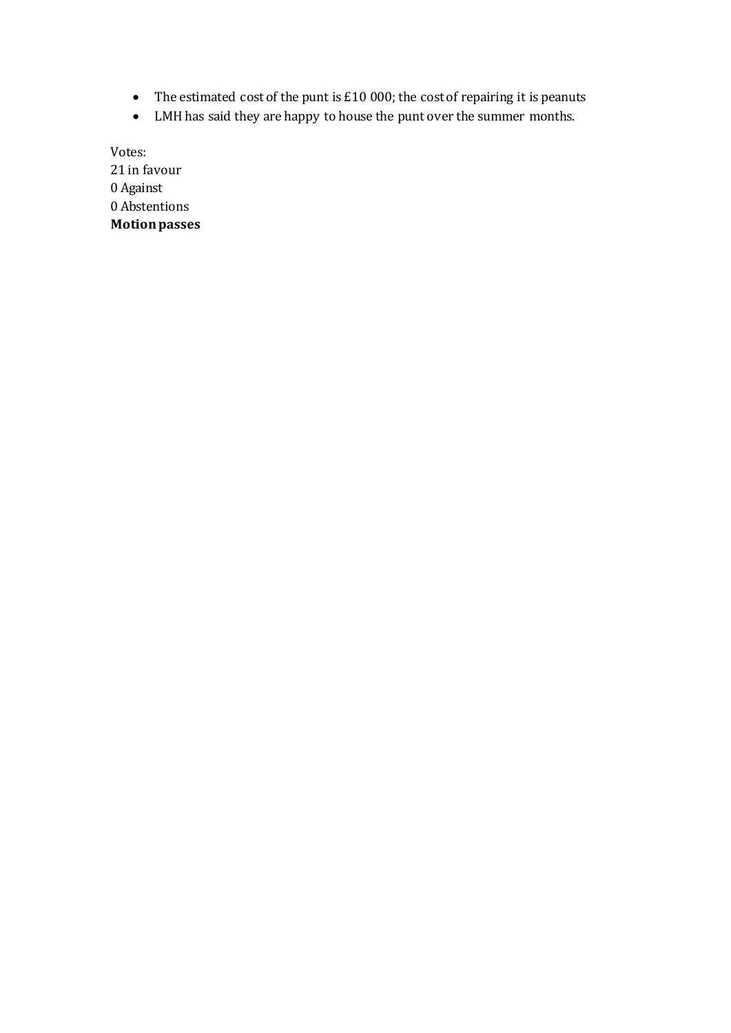- The estimated cost of the punt is £10 000; the cost of repairing it is peanuts
- LMH has said they are happy to house the punt over the summer months.

Votes:
21 in favour
0 Against
0 Abstentions
**Motion passes**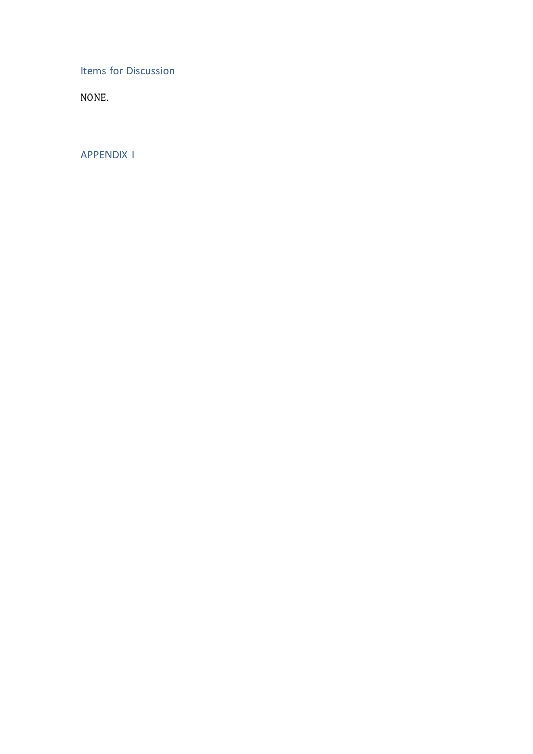## Items for Discussion

NONE.

---

## APPENDIX I